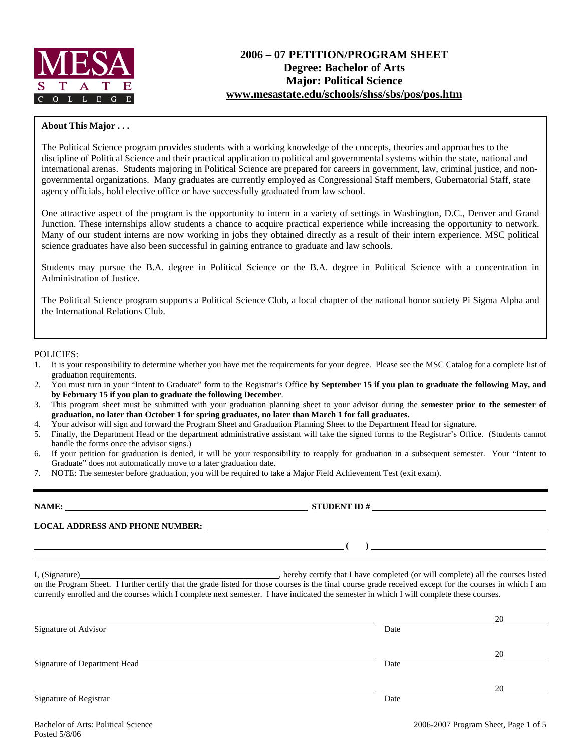MESA STATE COLLEGE

# 2006 – 07 PETITION/PROGRAM SHEET
## Degree: Bachelor of Arts
## Major: Political Science
## www.mesastate.edu/schools/shss/sbs/pos/pos.htm

**About This Major . . .**

The Political Science program provides students with a working knowledge of the concepts, theories and approaches to the discipline of Political Science and their practical application to political and governmental systems within the state, national and international arenas. Students majoring in Political Science are prepared for careers in government, law, criminal justice, and non-governmental organizations. Many graduates are currently employed as Congressional Staff members, Gubernatorial Staff, state agency officials, hold elective office or have successfully graduated from law school.

One attractive aspect of the program is the opportunity to intern in a variety of settings in Washington, D.C., Denver and Grand Junction. These internships allow students a chance to acquire practical experience while increasing the opportunity to network. Many of our student interns are now working in jobs they obtained directly as a result of their intern experience. MSC political science graduates have also been successful in gaining entrance to graduate and law schools.

Students may pursue the B.A. degree in Political Science or the B.A. degree in Political Science with a concentration in Administration of Justice.

The Political Science program supports a Political Science Club, a local chapter of the national honor society Pi Sigma Alpha and the International Relations Club.

POLICIES:

1. It is your responsibility to determine whether you have met the requirements for your degree. Please see the MSC Catalog for a complete list of graduation requirements.
2. You must turn in your "Intent to Graduate" form to the Registrar's Office **by September 15 if you plan to graduate the following May, and by February 15 if you plan to graduate the following December**.
3. This program sheet must be submitted with your graduation planning sheet to your advisor during the **semester prior to the semester of graduation, no later than October 1 for spring graduates, no later than March 1 for fall graduates.**
4. Your advisor will sign and forward the Program Sheet and Graduation Planning Sheet to the Department Head for signature.
5. Finally, the Department Head or the department administrative assistant will take the signed forms to the Registrar's Office. (Students cannot handle the forms once the advisor signs.)
6. If your petition for graduation is denied, it will be your responsibility to reapply for graduation in a subsequent semester. Your "Intent to Graduate" does not automatically move to a later graduation date.
7. NOTE: The semester before graduation, you will be required to take a Major Field Achievement Test (exit exam).

---

**NAME:** ______________________________ **STUDENT ID #** ______________________________

**LOCAL ADDRESS AND PHONE NUMBER:** ______________________________

______________________________ **( )** ______________________________

I, (Signature) ______________________________, hereby certify that I have completed (or will complete) all the courses listed on the Program Sheet. I further certify that the grade listed for those courses is the final course grade received except for the courses in which I am currently enrolled and the courses which I complete next semester. I have indicated the semester in which I will complete these courses.

______________________________ ______________ 20______
Signature of Advisor Date

______________________________ ______________ 20______
Signature of Department Head Date

______________________________ ______________ 20______
Signature of Registrar Date

Bachelor of Arts: Political Science
Posted 5/8/06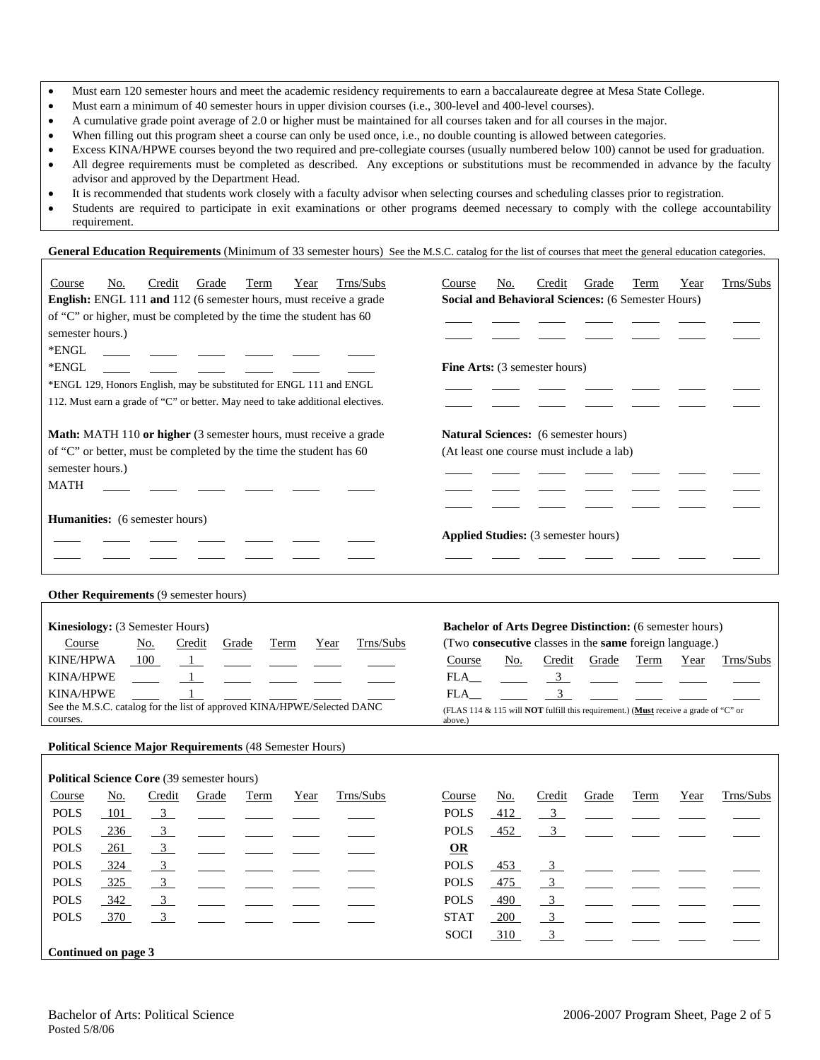- Must earn 120 semester hours and meet the academic residency requirements to earn a baccalaureate degree at Mesa State College.
- Must earn a minimum of 40 semester hours in upper division courses (i.e., 300-level and 400-level courses).
- A cumulative grade point average of 2.0 or higher must be maintained for all courses taken and for all courses in the major.
- When filling out this program sheet a course can only be used once, i.e., no double counting is allowed between categories.
- Excess KINA/HPWE courses beyond the two required and pre-collegiate courses (usually numbered below 100) cannot be used for graduation.
- All degree requirements must be completed as described. Any exceptions or substitutions must be recommended in advance by the faculty advisor and approved by the Department Head.
- It is recommended that students work closely with a faculty advisor when selecting courses and scheduling classes prior to registration.
- Students are required to participate in exit examinations or other programs deemed necessary to comply with the college accountability requirement.

**General Education Requirements** (Minimum of 33 semester hours) See the M.S.C. catalog for the list of courses that meet the general education categories.

**English:** ENGL 111 **and** 112 (6 semester hours, must receive a grade of "C" or higher, must be completed by the time the student has 60 semester hours.)

| Course | No. | Credit | Grade | Term | Year | Trns/Subs |
|---|---|---|---|---|---|---|
| *ENGL | | | | | | |
| *ENGL | | | | | | |

*ENGL 129, Honors English, may be substituted for ENGL 111 and ENGL 112. Must earn a grade of "C" or better. May need to take additional electives.

**Math:** MATH 110 **or higher** (3 semester hours, must receive a grade of "C" or better, must be completed by the time the student has 60 semester hours.)

| Course | No. | Credit | Grade | Term | Year | Trns/Subs |
|---|---|---|---|---|---|---|
| MATH | | | | | | |

**Humanities:** (6 semester hours)

| Course | No. | Credit | Grade | Term | Year | Trns/Subs |
|---|---|---|---|---|---|---|
| | | | | | | |
| | | | | | | |

**Social and Behavioral Sciences:** (6 Semester Hours)

| Course | No. | Credit | Grade | Term | Year | Trns/Subs |
|---|---|---|---|---|---|---|
| | | | | | | |
| | | | | | | |

**Fine Arts:** (3 semester hours)

| Course | No. | Credit | Grade | Term | Year | Trns/Subs |
|---|---|---|---|---|---|---|
| | | | | | | |
| | | | | | | |

**Natural Sciences:** (6 semester hours)
(At least one course must include a lab)

| Course | No. | Credit | Grade | Term | Year | Trns/Subs |
|---|---|---|---|---|---|---|
| | | | | | | |
| | | | | | | |
| | | | | | | |

**Applied Studies:** (3 semester hours)

| Course | No. | Credit | Grade | Term | Year | Trns/Subs |
|---|---|---|---|---|---|---|
| | | | | | | |

**Other Requirements** (9 semester hours)

**Kinesiology:** (3 Semester Hours)

| Course | No. | Credit | Grade | Term | Year | Trns/Subs |
|---|---|---|---|---|---|---|
| KINE/HPWA | 100 | 1 | | | | |
| KINA/HPWE | | 1 | | | | |
| KINA/HPWE | | 1 | | | | |

See the M.S.C. catalog for the list of approved KINA/HPWE/Selected DANC courses.

**Bachelor of Arts Degree Distinction:** (6 semester hours)
(Two **consecutive** classes in the **same** foreign language.)

| Course | No. | Credit | Grade | Term | Year | Trns/Subs |
|---|---|---|---|---|---|---|
| FLA__ | | 3 | | | | |
| FLA__ | | 3 | | | | |

(FLAS 114 & 115 will **NOT** fulfill this requirement.) (**Must** receive a grade of "C" or above.)

**Political Science Major Requirements** (48 Semester Hours)

**Political Science Core** (39 semester hours)

| Course | No. | Credit | Grade | Term | Year | Trns/Subs |
|---|---|---|---|---|---|---|
| POLS | 101 | 3 | | | | |
| POLS | 236 | 3 | | | | |
| POLS | 261 | 3 | | | | |
| POLS | 324 | 3 | | | | |
| POLS | 325 | 3 | | | | |
| POLS | 342 | 3 | | | | |
| POLS | 370 | 3 | | | | |
| POLS | 412 | 3 | | | | |
| POLS | 452 | 3 | | | | |
| **OR** | | | | | | |
| POLS | 453 | 3 | | | | |
| POLS | 475 | 3 | | | | |
| POLS | 490 | 3 | | | | |
| STAT | 200 | 3 | | | | |
| SOCI | 310 | 3 | | | | |

**Continued on page 3**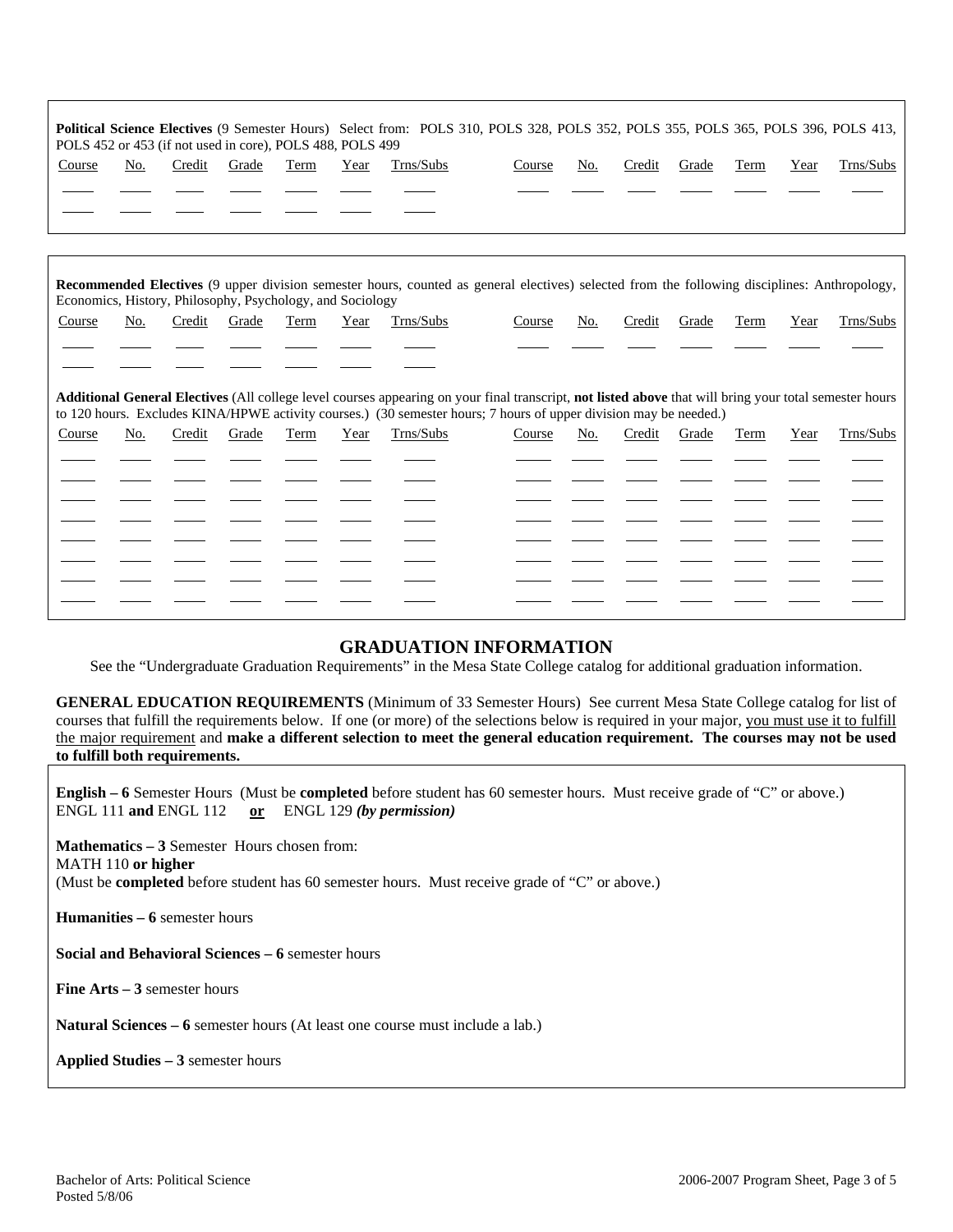**Political Science Electives** (9 Semester Hours) Select from: POLS 310, POLS 328, POLS 352, POLS 355, POLS 365, POLS 396, POLS 413, POLS 452 or 453 (if not used in core), POLS 488, POLS 499

| Course | No. | Credit | Grade | Term | Year | Trns/Subs | Course | No. | Credit | Grade | Term | Year | Trns/Subs |
|---|---|---|---|---|---|---|---|---|---|---|---|---|---|
| | | | | | | | | | | | | | |
| | | | | | | | | | | | | | |

**Recommended Electives** (9 upper division semester hours, counted as general electives) selected from the following disciplines: Anthropology, Economics, History, Philosophy, Psychology, and Sociology

| Course | No. | Credit | Grade | Term | Year | Trns/Subs | Course | No. | Credit | Grade | Term | Year | Trns/Subs |
|---|---|---|---|---|---|---|---|---|---|---|---|---|---|
| | | | | | | | | | | | | | |
| | | | | | | | | | | | | | |

**Additional General Electives** (All college level courses appearing on your final transcript, **not listed above** that will bring your total semester hours to 120 hours. Excludes KINA/HPWE activity courses.) (30 semester hours; 7 hours of upper division may be needed.)

| Course | No. | Credit | Grade | Term | Year | Trns/Subs | Course | No. | Credit | Grade | Term | Year | Trns/Subs |
|---|---|---|---|---|---|---|---|---|---|---|---|---|---|
| | | | | | | | | | | | | | |
| | | | | | | | | | | | | | |
| | | | | | | | | | | | | | |
| | | | | | | | | | | | | | |
| | | | | | | | | | | | | | |
| | | | | | | | | | | | | | |
| | | | | | | | | | | | | | |
| | | | | | | | | | | | | | |

## GRADUATION INFORMATION

See the "Undergraduate Graduation Requirements" in the Mesa State College catalog for additional graduation information.

**GENERAL EDUCATION REQUIREMENTS** (Minimum of 33 Semester Hours) See current Mesa State College catalog for list of courses that fulfill the requirements below. If one (or more) of the selections below is required in your major, you must use it to fulfill the major requirement and **make a different selection to meet the general education requirement. The courses may not be used to fulfill both requirements.**

**English – 6** Semester Hours (Must be **completed** before student has 60 semester hours. Must receive grade of "C" or above.)
ENGL 111 **and** ENGL 112 **or** ENGL 129 ***(by permission)***

**Mathematics – 3** Semester Hours chosen from:
MATH 110 **or higher**
(Must be **completed** before student has 60 semester hours. Must receive grade of "C" or above.)

**Humanities – 6** semester hours

**Social and Behavioral Sciences – 6** semester hours

**Fine Arts – 3** semester hours

**Natural Sciences – 6** semester hours (At least one course must include a lab.)

**Applied Studies – 3** semester hours

Bachelor of Arts: Political Science
Posted 5/8/06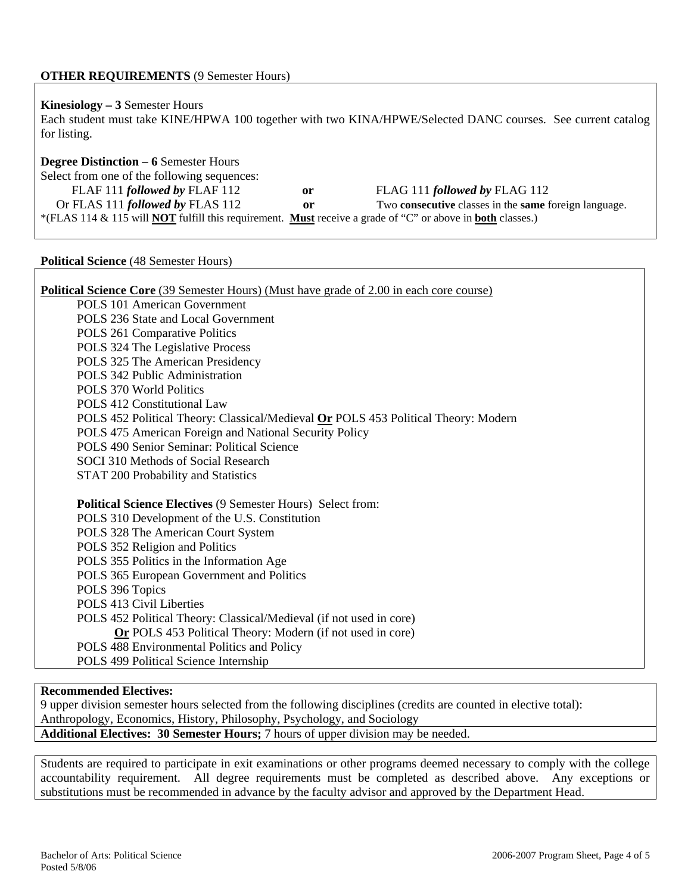**OTHER REQUIREMENTS** (9 Semester Hours)

**Kinesiology – 3** Semester Hours
Each student must take KINE/HPWA 100 together with two KINA/HPWE/Selected DANC courses. See current catalog for listing.

**Degree Distinction – 6** Semester Hours
Select from one of the following sequences:

FLAF 111 ***followed by*** FLAF 112 **or** FLAG 111 ***followed by*** FLAG 112
Or FLAS 111 ***followed by*** FLAS 112 **or** Two **consecutive** classes in the **same** foreign language.

*(FLAS 114 & 115 will **NOT** fulfill this requirement. **Must** receive a grade of "C" or above in **both** classes.)

**Political Science** (48 Semester Hours)

**Political Science Core** (39 Semester Hours) (Must have grade of 2.00 in each core course)

- POLS 101 American Government
- POLS 236 State and Local Government
- POLS 261 Comparative Politics
- POLS 324 The Legislative Process
- POLS 325 The American Presidency
- POLS 342 Public Administration
- POLS 370 World Politics
- POLS 412 Constitutional Law
- POLS 452 Political Theory: Classical/Medieval **Or** POLS 453 Political Theory: Modern
- POLS 475 American Foreign and National Security Policy
- POLS 490 Senior Seminar: Political Science
- SOCI 310 Methods of Social Research
- STAT 200 Probability and Statistics

**Political Science Electives** (9 Semester Hours) Select from:

- POLS 310 Development of the U.S. Constitution
- POLS 328 The American Court System
- POLS 352 Religion and Politics
- POLS 355 Politics in the Information Age
- POLS 365 European Government and Politics
- POLS 396 Topics
- POLS 413 Civil Liberties
- POLS 452 Political Theory: Classical/Medieval (if not used in core)
  **Or** POLS 453 Political Theory: Modern (if not used in core)
- POLS 488 Environmental Politics and Policy
- POLS 499 Political Science Internship

**Recommended Electives:**
9 upper division semester hours selected from the following disciplines (credits are counted in elective total):
Anthropology, Economics, History, Philosophy, Psychology, and Sociology

**Additional Electives: 30 Semester Hours;** 7 hours of upper division may be needed.

Students are required to participate in exit examinations or other programs deemed necessary to comply with the college accountability requirement. All degree requirements must be completed as described above. Any exceptions or substitutions must be recommended in advance by the faculty advisor and approved by the Department Head.

Posted 5/8/06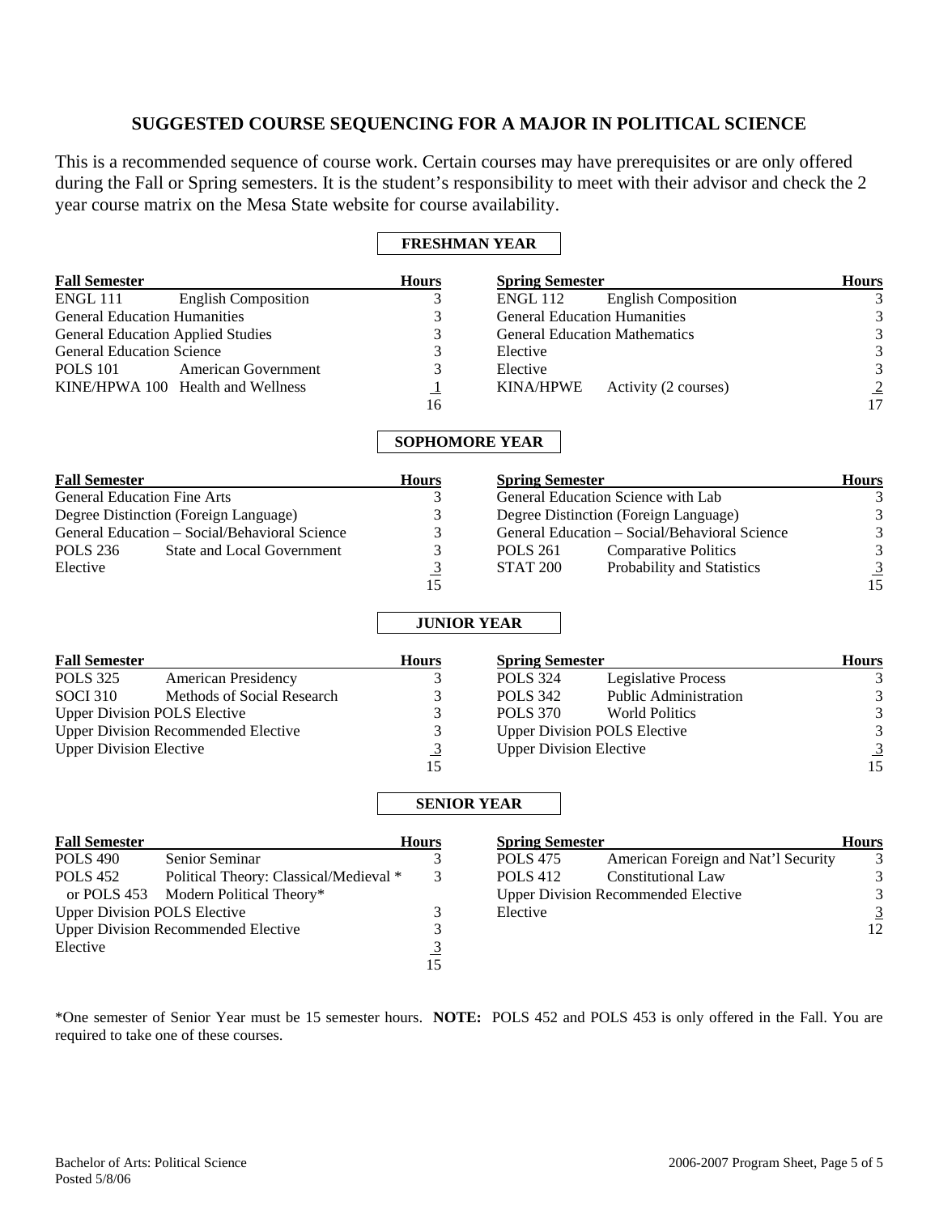## SUGGESTED COURSE SEQUENCING FOR A MAJOR IN POLITICAL SCIENCE

This is a recommended sequence of course work. Certain courses may have prerequisites or are only offered during the Fall or Spring semesters. It is the student's responsibility to meet with their advisor and check the 2 year course matrix on the Mesa State website for course availability.

### FRESHMAN YEAR

| Fall Semester | | Hours | Spring Semester | | Hours |
|---|---|---|---|---|---|
| ENGL 111 | English Composition | 3 | ENGL 112 | English Composition | 3 |
| General Education Humanities | | 3 | General Education Humanities | | 3 |
| General Education Applied Studies | | 3 | General Education Mathematics | | 3 |
| General Education Science | | 3 | Elective | | 3 |
| POLS 101 | American Government | 3 | Elective | | 3 |
| KINE/HPWA 100 | Health and Wellness | 1 | KINA/HPWE | Activity (2 courses) | 2 |
| | | 16 | | | 17 |

### SOPHOMORE YEAR

| Fall Semester | | Hours | Spring Semester | | Hours |
|---|---|---|---|---|---|
| General Education Fine Arts | | 3 | General Education Science with Lab | | 3 |
| Degree Distinction (Foreign Language) | | 3 | Degree Distinction (Foreign Language) | | 3 |
| General Education – Social/Behavioral Science | | 3 | General Education – Social/Behavioral Science | | 3 |
| POLS 236 | State and Local Government | 3 | POLS 261 | Comparative Politics | 3 |
| Elective | | 3 | STAT 200 | Probability and Statistics | 3 |
| | | 15 | | | 15 |

### JUNIOR YEAR

| Fall Semester | | Hours | Spring Semester | | Hours |
|---|---|---|---|---|---|
| POLS 325 | American Presidency | 3 | POLS 324 | Legislative Process | 3 |
| SOCI 310 | Methods of Social Research | 3 | POLS 342 | Public Administration | 3 |
| Upper Division POLS Elective | | 3 | POLS 370 | World Politics | 3 |
| Upper Division Recommended Elective | | 3 | Upper Division POLS Elective | | 3 |
| Upper Division Elective | | 3 | Upper Division Elective | | 3 |
| | | 15 | | | 15 |

### SENIOR YEAR

| Fall Semester | | Hours | Spring Semester | | Hours |
|---|---|---|---|---|---|
| POLS 490 | Senior Seminar | 3 | POLS 475 | American Foreign and Nat'l Security | 3 |
| POLS 452 | Political Theory: Classical/Medieval * | 3 | POLS 412 | Constitutional Law | 3 |
| or POLS 453 | Modern Political Theory* | | Upper Division Recommended Elective | | 3 |
| Upper Division POLS Elective | | 3 | Elective | | 3 |
| Upper Division Recommended Elective | | 3 | | | 12 |
| Elective | | 3 | | | |
| | | 15 | | | |

*One semester of Senior Year must be 15 semester hours. **NOTE:** POLS 452 and POLS 453 is only offered in the Fall. You are required to take one of these courses.

Bachelor of Arts: Political Science
Posted 5/8/06